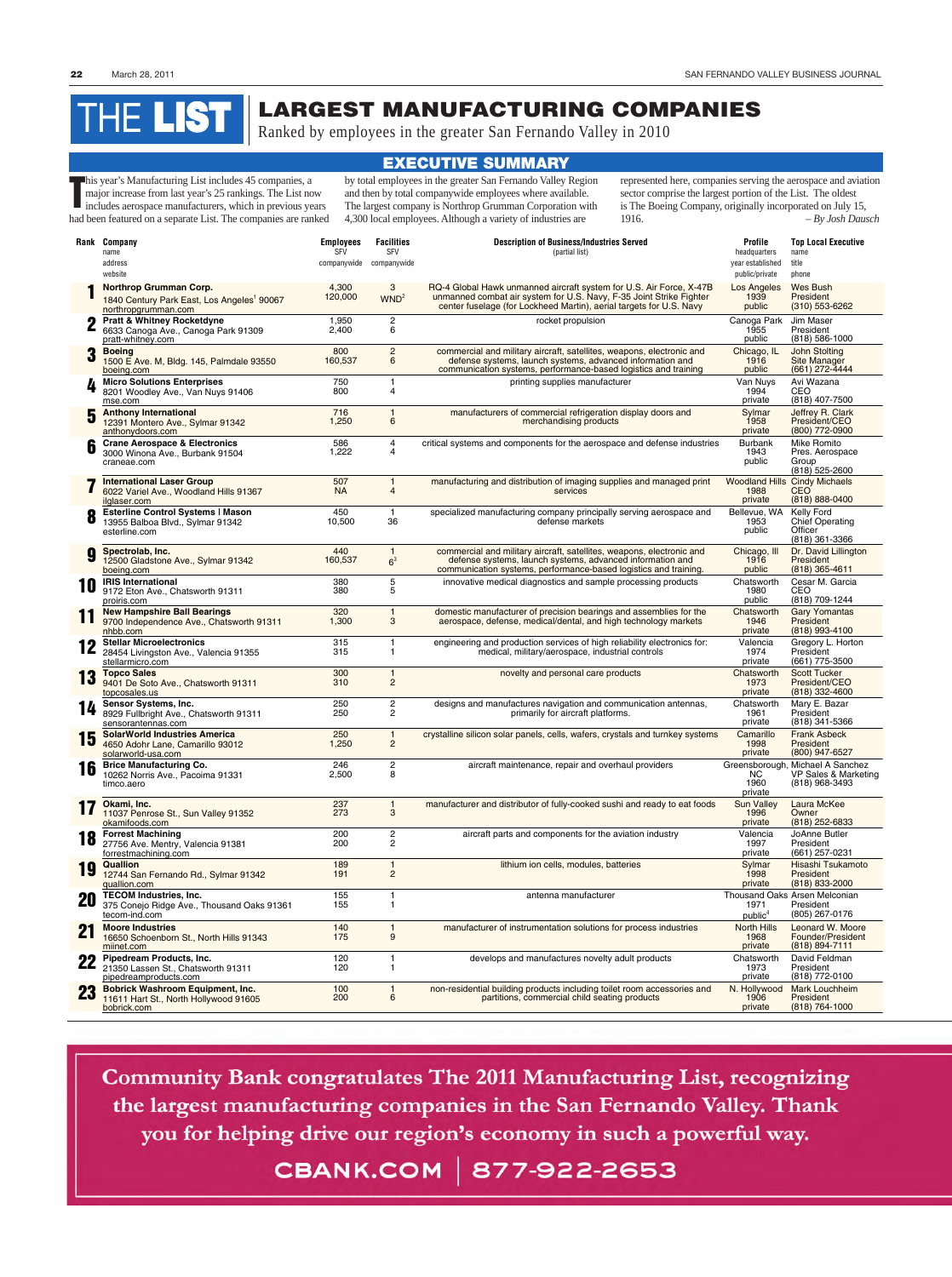# THE LIST

## LARGEST MANUFACTURING COMPANIES

Ranked by employees in the greater San Fernando Valley in 2010

### EXECUTIVE SUMMARY

This year's Manufacturing List includes 45 companies, a major increase from last year's 25 rankings. The List now includes aerospace manufacturers, which in previous years had been featured on a separate List. The companies are ranked by total employees in the greater San Fernando Valley Region and then by total companywide employees where available. The largest company is Northrop Grumman Corporation with 4,300 local employees. Although a variety of industries are represented here, companies serving the aerospace and aviation sector comprise the largest portion of the List. The oldest is The Boeing Company, originally incorporated on July 15, 1916.

*– By Josh Dausch*

| Rank | Company (name, address, website) | Employees (SFV, companywide) | Facilities (SFV, companywide) | Description of Business/Industries Served (partial list) | Profile (headquarters, year established, public/private) | Top Local Executive (name, title, phone) |
|---|---|---|---|---|---|---|
| 1 | **Northrop Grumman Corp.** 1840 Century Park East, Los Angeles[1] 90067 northropgrumman.com | 4,300 / 120,000 | 3 / WND[2] | RQ-4 Global Hawk unmanned aircraft system for U.S. Air Force, X-47B unmanned combat air system for U.S. Navy, F-35 Joint Strike Fighter center fuselage (for Lockheed Martin), aerial targets for U.S. Navy | Los Angeles / 1939 / public | Wes Bush / President / (310) 553-6262 |
| 2 | **Pratt & Whitney Rocketdyne** 6633 Canoga Ave., Canoga Park 91309 pratt-whitney.com | 1,950 / 2,400 | 2 / 6 | rocket propulsion | Canoga Park / 1955 / public | Jim Maser / President / (818) 586-1000 |
| 3 | **Boeing** 1500 E Ave. M, Bldg. 145, Palmdale 93550 boeing.com | 800 / 160,537 | 2 / 6 | commercial and military aircraft, satellites, weapons, electronic and defense systems, launch systems, advanced information and communication systems, performance-based logistics and training | Chicago, IL / 1916 / public | John Stolting / Site Manager / (661) 272-4444 |
| 4 | **Micro Solutions Enterprises** 8201 Woodley Ave., Van Nuys 91406 mse.com | 750 / 800 | 1 / 4 | printing supplies manufacturer | Van Nuys / 1994 / private | Avi Wazana / CEO / (818) 407-7500 |
| 5 | **Anthony International** 12391 Montero Ave., Sylmar 91342 anthonydoors.com | 716 / 1,250 | 1 / 6 | manufacturers of commercial refrigeration display doors and merchandising products | Sylmar / 1958 / private | Jeffrey R. Clark / President/CEO / (800) 772-0900 |
| 6 | **Crane Aerospace & Electronics** 3000 Winona Ave., Burbank 91504 craneae.com | 586 / 1,222 | 4 / 4 | critical systems and components for the aerospace and defense industries | Burbank / 1943 / public | Mike Romito / Pres. Aerospace Group / (818) 525-2600 |
| 7 | **International Laser Group** 6022 Variel Ave., Woodland Hills 91367 ilglaser.com | 507 / NA | 1 / 4 | manufacturing and distribution of imaging supplies and managed print services | Woodland Hills / 1988 / private | Cindy Michaels / CEO / (818) 888-0400 |
| 8 | **Esterline Control Systems I Mason** 13955 Balboa Blvd., Sylmar 91342 esterline.com | 450 / 10,500 | 1 / 36 | specialized manufacturing company principally serving aerospace and defense markets | Bellevue, WA / 1953 / public | Kelly Ford / Chief Operating Officer / (818) 361-3366 |
| 9 | **Spectrolab, Inc.** 12500 Gladstone Ave., Sylmar 91342 boeing.com | 440 / 160,537 | 1 / 6[3] | commercial and military aircraft, satellites, weapons, electronic and defense systems, launch systems, advanced information and communication systems, performance-based logistics and training. | Chicago, Ill / 1916 / public | Dr. David Lillington / President / (818) 365-4611 |
| 10 | **IRIS International** 9172 Eton Ave., Chatsworth 91311 proiris.com | 380 / 380 | 5 / 5 | innovative medical diagnostics and sample processing products | Chatsworth / 1980 / public | Cesar M. Garcia / CEO / (818) 709-1244 |
| 11 | **New Hampshire Ball Bearings** 9700 Independence Ave., Chatsworth 91311 nhbb.com | 320 / 1,300 | 1 / 3 | domestic manufacturer of precision bearings and assemblies for the aerospace, defense, medical/dental, and high technology markets | Chatsworth / 1946 / private | Gary Yomantas / President / (818) 993-4100 |
| 12 | **Stellar Microelectronics** 28454 Livingston Ave., Valencia 91355 stellarmicro.com | 315 / 315 | 1 / 1 | engineering and production services of high reliability electronics for: medical, military/aerospace, industrial controls | Valencia / 1974 / private | Gregory L. Horton / President / (661) 775-3500 |
| 13 | **Topco Sales** 9401 De Soto Ave., Chatsworth 91311 topcosales.us | 300 / 310 | 1 / 2 | novelty and personal care products | Chatsworth / 1973 / private | Scott Tucker / President/CEO / (818) 332-4600 |
| 14 | **Sensor Systems, Inc.** 8929 Fullbright Ave., Chatsworth 91311 sensorantennas.com | 250 / 250 | 2 / 2 | designs and manufactures navigation and communication antennas, primarily for aircraft platforms. | Chatsworth / 1961 / private | Mary E. Bazar / President / (818) 341-5366 |
| 15 | **SolarWorld Industries America** 4650 Adohr Lane, Camarillo 93012 solarworld-usa.com | 250 / 1,250 | 1 / 2 | crystalline silicon solar panels, cells, wafers, crystals and turnkey systems | Camarillo / 1998 / private | Frank Asbeck / President / (800) 947-6527 |
| 16 | **Brice Manufacturing Co.** 10262 Norris Ave., Pacoima 91331 timco.aero | 246 / 2,500 | 2 / 8 | aircraft maintenance, repair and overhaul providers | Greensborough, NC / 1960 / private | Michael A Sanchez / VP Sales & Marketing / (818) 968-3493 |
| 17 | **Okami, Inc.** 11037 Penrose St., Sun Valley 91352 okamifoods.com | 237 / 273 | 1 / 3 | manufacturer and distributor of fully-cooked sushi and ready to eat foods | Sun Valley / 1996 / private | Laura McKee / Owner / (818) 252-6833 |
| 18 | **Forrest Machining** 27756 Ave. Mentry, Valencia 91381 forrestmachining.com | 200 / 200 | 2 / 2 | aircraft parts and components for the aviation industry | Valencia / 1997 / private | JoAnne Butler / President / (661) 257-0231 |
| 19 | **Quallion** 12744 San Fernando Rd., Sylmar 91342 quallion.com | 189 / 191 | 1 / 2 | lithium ion cells, modules, batteries | Sylmar / 1998 / private | Hisashi Tsukamoto / President / (818) 833-2000 |
| 20 | **TECOM Industries, Inc.** 375 Conejo Ridge Ave., Thousand Oaks 91361 tecom-ind.com | 155 / 155 | 1 / 1 | antenna manufacturer | Thousand Oaks / 1971 / public[4] | Arsen Melconian / President / (805) 267-0176 |
| 21 | **Moore Industries** 16650 Schoenborn St., North Hills 91343 miinet.com | 140 / 175 | 1 / 9 | manufacturer of instrumentation solutions for process industries | North Hills / 1968 / private | Leonard W. Moore / Founder/President / (818) 894-7111 |
| 22 | **Pipedream Products, Inc.** 21350 Lassen St., Chatsworth 91311 pipedreamproducts.com | 120 / 120 | 1 / 1 | develops and manufactures novelty adult products | Chatsworth / 1973 / private | David Feldman / President / (818) 772-0100 |
| 23 | **Bobrick Washroom Equipment, Inc.** 11611 Hart St., North Hollywood 91605 bobrick.com | 100 / 200 | 1 / 6 | non-residential building products including toilet room accessories and partitions, commercial child seating products | N. Hollywood / 1906 / private | Mark Louchheim / President / (818) 764-1000 |

Community Bank congratulates The 2011 Manufacturing List, recognizing the largest manufacturing companies in the San Fernando Valley. Thank you for helping drive our region's economy in such a powerful way.

CBANK.COM | 877-922-2653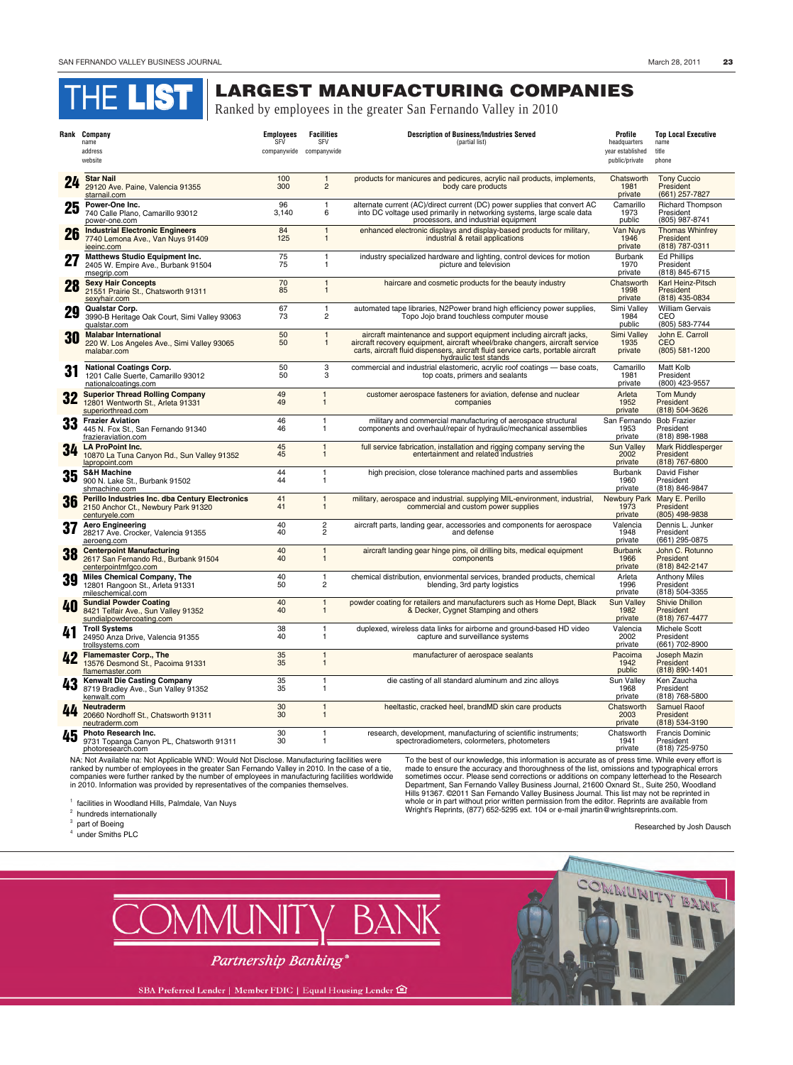# THE LIST

## LARGEST MANUFACTURING COMPANIES

Ranked by employees in the greater San Fernando Valley in 2010

| Rank | Company name address website | Employees SFV companywide | Facilities SFV companywide | Description of Business/Industries Served (partial list) | Profile headquarters year established public/private | Top Local Executive name title phone |
|---|---|---|---|---|---|---|
| 24 | **Star Nail** 29120 Ave. Paine, Valencia 91355 starnail.com | 100 300 | 1 2 | products for manicures and pedicures, acrylic nail products, implements, body care products | Chatsworth 1981 private | Tony Cuccio President (661) 257-7827 |
| 25 | **Power-One Inc.** 740 Calle Plano, Camarillo 93012 power-one.com | 96 3,140 | 1 6 | alternate current (AC)/direct current (DC) power supplies that convert AC into DC voltage used primarily in networking systems, large scale data processors, and industrial equipment | Camarillo 1973 public | Richard Thompson President (805) 987-8741 |
| 26 | **Industrial Electronic Engineers** 7740 Lemona Ave., Van Nuys 91409 ieeinc.com | 84 125 | 1 1 | enhanced electronic displays and display-based products for military, industrial & retail applications | Van Nuys 1946 private | Thomas Whinfrey President (818) 787-0311 |
| 27 | **Matthews Studio Equipment Inc.** 2405 W. Empire Ave., Burbank 91504 msegrip.com | 75 75 | 1 1 | industry specialized hardware and lighting, control devices for motion picture and television | Burbank 1970 private | Ed Phillips President (818) 845-6715 |
| 28 | **Sexy Hair Concepts** 21551 Prairie St., Chatsworth 91311 sexyhair.com | 70 85 | 1 1 | haircare and cosmetic products for the beauty industry | Chatsworth 1998 private | Karl Heinz-Pitsch President (818) 435-0834 |
| 29 | **Qualstar Corp.** 3990-B Heritage Oak Court, Simi Valley 93063 qualstar.com | 67 73 | 1 2 | automated tape libraries, N2Power brand high efficiency power supplies, Topo Jojo brand touchless computer mouse | Simi Valley 1984 public | William Gervais CEO (805) 583-7744 |
| 30 | **Malabar International** 220 W. Los Angeles Ave., Simi Valley 93065 malabar.com | 50 50 | 1 1 | aircraft maintenance and support equipment including aircraft jacks, aircraft recovery equipment, aircraft wheel/brake changers, aircraft service carts, aircraft fluid dispensers, aircraft fluid service carts, portable aircraft hydraulic test stands | Simi Valley 1935 private | John E. Carroll CEO (805) 581-1200 |
| 31 | **National Coatings Corp.** 1201 Calle Suerte, Camarillo 93012 nationalcoatings.com | 50 50 | 3 3 | commercial and industrial elastomeric, acrylic roof coatings — base coats, top coats, primers and sealants | Camarillo 1981 private | Matt Kolb President (800) 423-9557 |
| 32 | **Superior Thread Rolling Company** 12801 Wentworth St., Arleta 91331 superiorthread.com | 49 49 | 1 1 | customer aerospace fasteners for aviation, defense and nuclear companies | Arleta 1952 private | Tom Mundy President (818) 504-3626 |
| 33 | **Frazier Aviation** 445 N. Fox St., San Fernando 91340 frazieraviation.com | 46 46 | 1 1 | military and commercial manufacturing of aerospace structural components and overhaul/repair of hydraulic/mechanical assemblies | San Fernando 1953 private | Bob Frazier President (818) 898-1988 |
| 34 | **LA ProPoint Inc.** 10870 La Tuna Canyon Rd., Sun Valley 91352 lapropoint.com | 45 45 | 1 1 | full service fabrication, installation and rigging company serving the entertainment and related industries | Sun Valley 2002 private | Mark Riddlesperger President (818) 767-6800 |
| 35 | **S&H Machine** 900 N. Lake St., Burbank 91502 shmachine.com | 44 44 | 1 1 | high precision, close tolerance machined parts and assemblies | Burbank 1960 private | David Fisher President (818) 846-9847 |
| 36 | **Perillo Industries Inc. dba Century Electronics** 2150 Anchor Ct., Newbury Park 91320 centuryele.com | 41 41 | 1 1 | military, aerospace and industrial. supplying MIL-environment, industrial, commercial and custom power supplies | Newbury Park 1973 private | Mary E. Perillo President (805) 498-9838 |
| 37 | **Aero Engineering** 28217 Ave. Crocker, Valencia 91355 aeroeng.com | 40 40 | 2 2 | aircraft parts, landing gear, accessories and components for aerospace and defense | Valencia 1948 private | Dennis L. Junker President (661) 295-0875 |
| 38 | **Centerpoint Manufacturing** 2617 San Fernando Rd., Burbank 91504 centerpointmfgco.com | 40 40 | 1 1 | aircraft landing gear hinge pins, oil drilling bits, medical equipment components | Burbank 1966 private | John C. Rotunno President (818) 842-2147 |
| 39 | **Miles Chemical Company, The** 12801 Rangoon St., Arleta 91331 mileschemical.com | 40 50 | 1 2 | chemical distribution, envionmental services, branded products, chemical blending, 3rd party logistics | Arleta 1996 private | Anthony Miles President (818) 504-3355 |
| 40 | **Sundial Powder Coating** 8421 Telfair Ave., Sun Valley 91352 sundialpowdercoating.com | 40 40 | 1 1 | powder coating for retailers and manufacturers such as Home Dept, Black & Decker, Cygnet Stamping and others | Sun Valley 1982 private | Shivie Dhillon President (818) 767-4477 |
| 41 | **Troll Systems** 24950 Anza Drive, Valencia 91355 trollsystems.com | 38 40 | 1 1 | duplexed, wireless data links for airborne and ground-based HD video capture and surveillance systems | Valencia 2002 private | Michele Scott President (661) 702-8900 |
| 42 | **Flamemaster Corp., The** 13576 Desmond St., Pacoima 91331 flamemaster.com | 35 35 | 1 1 | manufacturer of aerospace sealants | Pacoima 1942 public | Joseph Mazin President (818) 890-1401 |
| 43 | **Kenwalt Die Casting Company** 8719 Bradley Ave., Sun Valley 91352 kenwalt.com | 35 35 | 1 1 | die casting of all standard aluminum and zinc alloys | Sun Valley 1968 private | Ken Zaucha President (818) 768-5800 |
| 44 | **Neutraderm** 20660 Nordhoff St., Chatsworth 91311 neutraderm.com | 30 30 | 1 1 | heeltastic, cracked heel, brandMD skin care products | Chatsworth 2003 private | Samuel Raoof President (818) 534-3190 |
| 45 | **Photo Research Inc.** 9731 Topanga Canyon PL, Chatsworth 91311 photoresearch.com | 30 30 | 1 1 | research, development, manufacturing of scientific instruments; spectroradiometers, colormeters, photometers | Chatsworth 1941 private | Francis Dominic President (818) 725-9750 |

NA: Not Available na: Not Applicable WND: Would Not Disclose. Manufacturing facilities were ranked by number of employees in the greater San Fernando Valley in 2010. In the case of a tie, companies were further ranked by the number of employees in manufacturing facilities worldwide in 2010. Information was provided by representatives of the companies themselves.

[1] facilities in Woodland Hills, Palmdale, Van Nuys
[2] hundreds internationally
[3] part of Boeing
[4] under Smiths PLC

To the best of our knowledge, this information is accurate as of press time. While every effort is made to ensure the accuracy and thoroughness of the list, omissions and typographical errors sometimes occur. Please send corrections or additions on company letterhead to the Research Department, San Fernando Valley Business Journal, 21600 Oxnard St., Suite 250, Woodland Hills 91367. ©2011 San Fernando Valley Business Journal. This list may not be reprinted in whole or in part without prior written permission from the editor. Reprints are available from Wright's Reprints, (877) 652-5295 ext. 104 or e-mail jmartin@wrightsreprints.com.

Researched by Josh Dausch

COMMUNITY BANK

*Partnership Banking®*

SBA Preferred Lender | Member FDIC | Equal Housing Lender